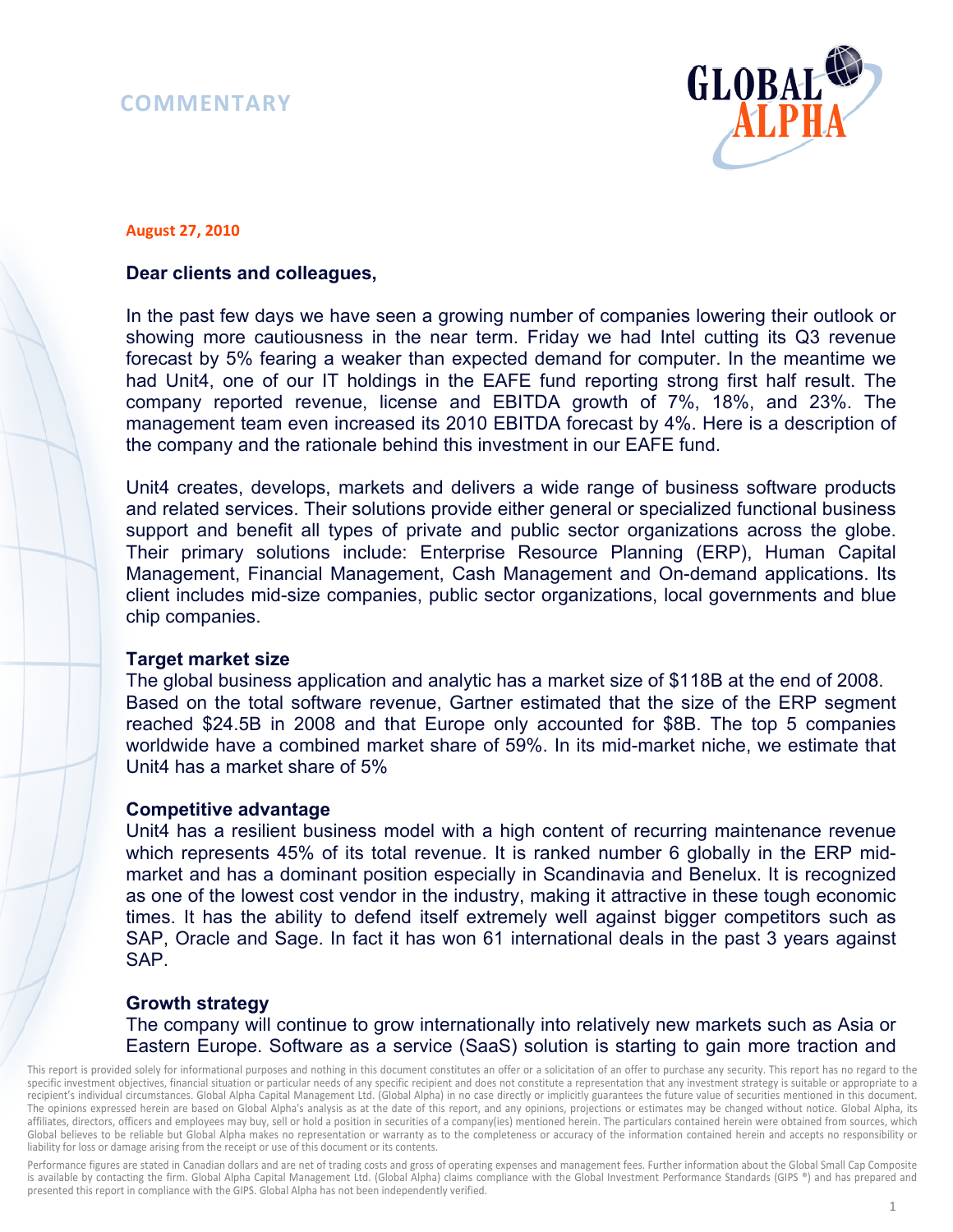# COMMENTARY

**August 27, 2010**

**Dear clients and colleagues,**

In the past few days we have seen a growing number of companies lowering their outlook or showing more cautiousness in the near term. Friday we had Intel cutting its Q3 revenue forecast by 5% fearing a weaker than expected demand for computer. In the meantime we had Unit4, one of our IT holdings in the EAFE fund reporting strong first half result. The company reported revenue, license and EBITDA growth of 7%, 18%, and 23%. The management team even increased its 2010 EBITDA forecast by 4%. Here is a description of the company and the rationale behind this investment in our EAFE fund.

Unit4 creates, develops, markets and delivers a wide range of business software products and related services. Their solutions provide either general or specialized functional business support and benefit all types of private and public sector organizations across the globe. Their primary solutions include: Enterprise Resource Planning (ERP), Human Capital Management, Financial Management, Cash Management and On-demand applications. Its client includes mid-size companies, public sector organizations, local governments and blue chip companies.

### Target market size

The global business application and analytic has a market size of $118B at the end of 2008. Based on the total software revenue, Gartner estimated that the size of the ERP segment reached $24.5B in 2008 and that Europe only accounted for $8B. The top 5 companies worldwide have a combined market share of 59%. In its mid-market niche, we estimate that Unit4 has a market share of 5%

### Competitive advantage

Unit4 has a resilient business model with a high content of recurring maintenance revenue which represents 45% of its total revenue. It is ranked number 6 globally in the ERP mid-market and has a dominant position especially in Scandinavia and Benelux. It is recognized as one of the lowest cost vendor in the industry, making it attractive in these tough economic times. It has the ability to defend itself extremely well against bigger competitors such as SAP, Oracle and Sage. In fact it has won 61 international deals in the past 3 years against SAP.

### Growth strategy

The company will continue to grow internationally into relatively new markets such as Asia or Eastern Europe. Software as a service (SaaS) solution is starting to gain more traction and

This report is provided solely for informational purposes and nothing in this document constitutes an offer or a solicitation of an offer to purchase any security. This report has no regard to the specific investment objectives, financial situation or particular needs of any specific recipient and does not constitute a representation that any investment strategy is suitable or appropriate to a recipient's individual circumstances. Global Alpha Capital Management Ltd. (Global Alpha) in no case directly or implicitly guarantees the future value of securities mentioned in this document. The opinions expressed herein are based on Global Alpha's analysis as at the date of this report, and any opinions, projections or estimates may be changed without notice. Global Alpha, its affiliates, directors, officers and employees may buy, sell or hold a position in securities of a company(ies) mentioned herein. The particulars contained herein were obtained from sources, which Global believes to be reliable but Global Alpha makes no representation or warranty as to the completeness or accuracy of the information contained herein and accepts no responsibility or liability for loss or damage arising from the receipt or use of this document or its contents.

Performance figures are stated in Canadian dollars and are net of trading costs and gross of operating expenses and management fees. Further information about the Global Small Cap Composite is available by contacting the firm. Global Alpha Capital Management Ltd. (Global Alpha) claims compliance with the Global Investment Performance Standards (GIPS ®) and has prepared and presented this report in compliance with the GIPS. Global Alpha has not been independently verified.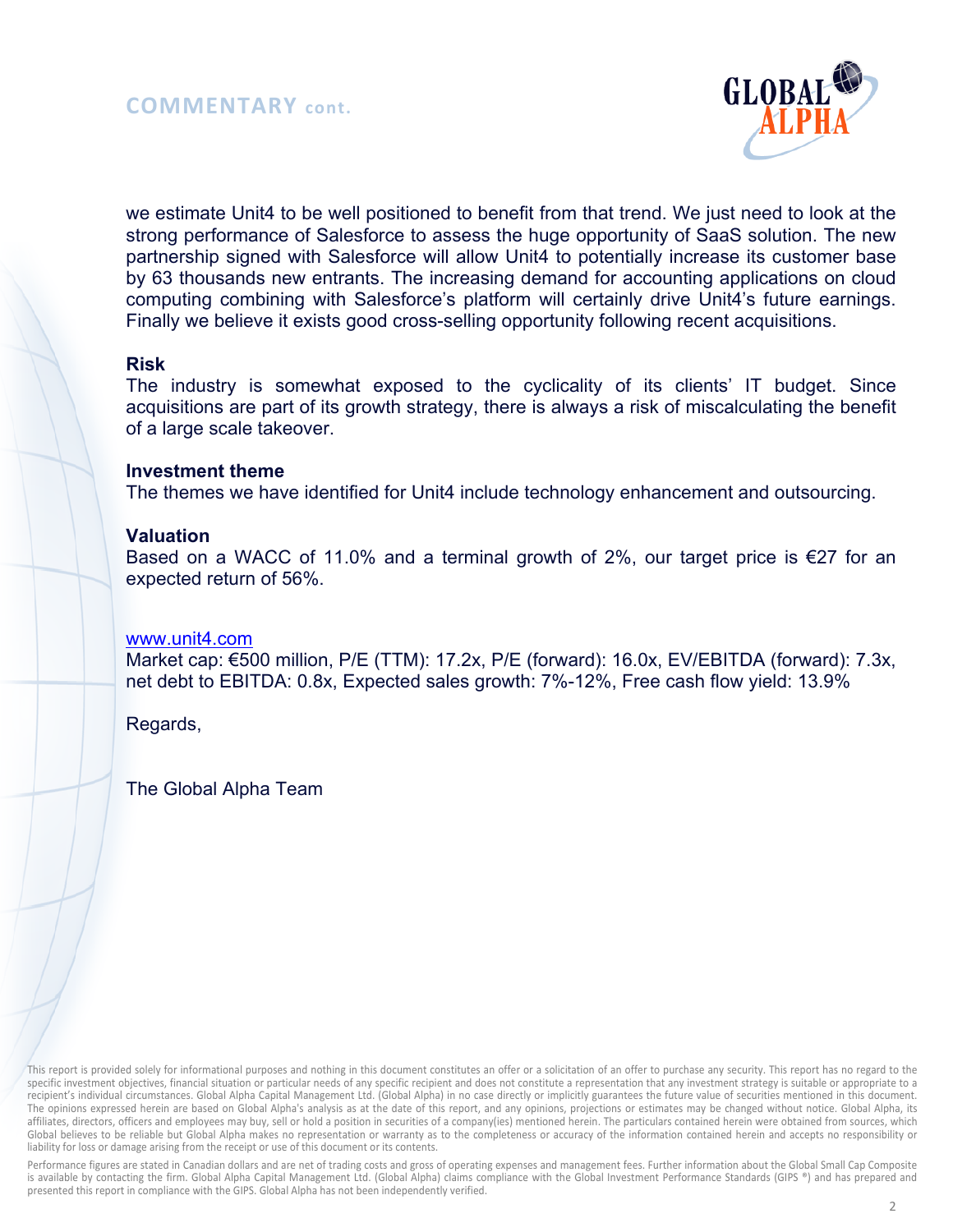we estimate Unit4 to be well positioned to benefit from that trend. We just need to look at the strong performance of Salesforce to assess the huge opportunity of SaaS solution. The new partnership signed with Salesforce will allow Unit4 to potentially increase its customer base by 63 thousands new entrants. The increasing demand for accounting applications on cloud computing combining with Salesforce's platform will certainly drive Unit4's future earnings. Finally we believe it exists good cross-selling opportunity following recent acquisitions.

**Risk**

The industry is somewhat exposed to the cyclicality of its clients' IT budget. Since acquisitions are part of its growth strategy, there is always a risk of miscalculating the benefit of a large scale takeover.

**Investment theme**

The themes we have identified for Unit4 include technology enhancement and outsourcing.

**Valuation**

Based on a WACC of 11.0% and a terminal growth of 2%, our target price is €27 for an expected return of 56%.

www.unit4.com

Market cap: €500 million, P/E (TTM): 17.2x, P/E (forward): 16.0x, EV/EBITDA (forward): 7.3x, net debt to EBITDA: 0.8x, Expected sales growth: 7%-12%, Free cash flow yield: 13.9%

Regards,

The Global Alpha Team

This report is provided solely for informational purposes and nothing in this document constitutes an offer or a solicitation of an offer to purchase any security. This report has no regard to the specific investment objectives, financial situation or particular needs of any specific recipient and does not constitute a representation that any investment strategy is suitable or appropriate to a recipient's individual circumstances. Global Alpha Capital Management Ltd. (Global Alpha) in no case directly or implicitly guarantees the future value of securities mentioned in this document. The opinions expressed herein are based on Global Alpha's analysis as at the date of this report, and any opinions, projections or estimates may be changed without notice. Global Alpha, its affiliates, directors, officers and employees may buy, sell or hold a position in securities of a company(ies) mentioned herein. The particulars contained herein were obtained from sources, which Global believes to be reliable but Global Alpha makes no representation or warranty as to the completeness or accuracy of the information contained herein and accepts no responsibility or liability for loss or damage arising from the receipt or use of this document or its contents.

Performance figures are stated in Canadian dollars and are net of trading costs and gross of operating expenses and management fees. Further information about the Global Small Cap Composite is available by contacting the firm. Global Alpha Capital Management Ltd. (Global Alpha) claims compliance with the Global Investment Performance Standards (GIPS ®) and has prepared and presented this report in compliance with the GIPS. Global Alpha has not been independently verified.